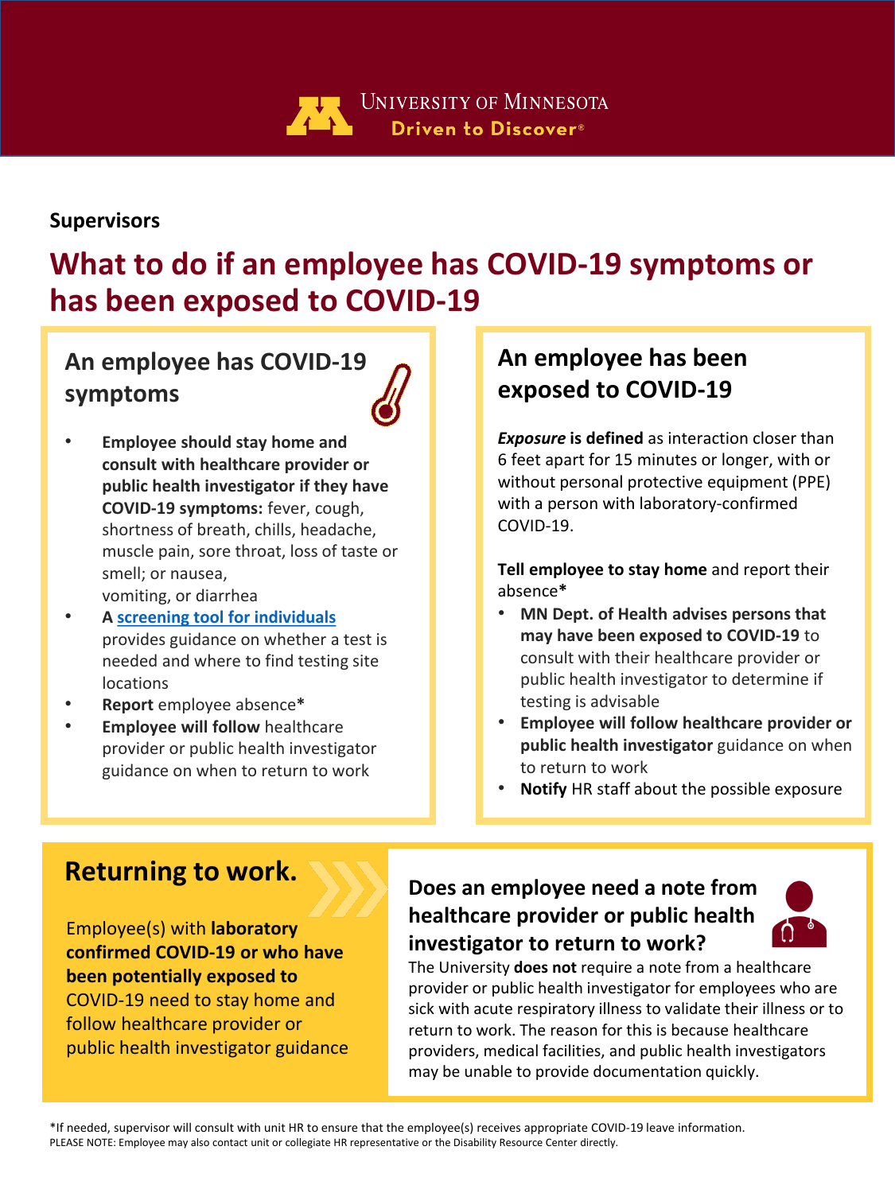University of Minnesota
Driven to Discover®

**Supervisors**

# What to do if an employee has COVID-19 symptoms or has been exposed to COVID-19

## An employee has COVID-19 symptoms

- **Employee should stay home and consult with healthcare provider or public health investigator if they have COVID-19 symptoms:** fever, cough, shortness of breath, chills, headache, muscle pain, sore throat, loss of taste or smell; or nausea, vomiting, or diarrhea
- **A screening tool for individuals** provides guidance on whether a test is needed and where to find testing site locations
- **Report** employee absence*
- **Employee will follow** healthcare provider or public health investigator guidance on when to return to work

## An employee has been exposed to COVID-19

***Exposure* is defined** as interaction closer than 6 feet apart for 15 minutes or longer, with or without personal protective equipment (PPE) with a person with laboratory-confirmed COVID-19.

**Tell employee to stay home** and report their absence*

- **MN Dept. of Health advises persons that may have been exposed to COVID-19** to consult with their healthcare provider or public health investigator to determine if testing is advisable
- **Employee will follow healthcare provider or public health investigator** guidance on when to return to work
- **Notify** HR staff about the possible exposure

## Returning to work.

Employee(s) with **laboratory confirmed COVID-19 or who have been potentially exposed to** COVID-19 need to stay home and follow healthcare provider or public health investigator guidance

## Does an employee need a note from healthcare provider or public health investigator to return to work?

The University **does not** require a note from a healthcare provider or public health investigator for employees who are sick with acute respiratory illness to validate their illness or to return to work. The reason for this is because healthcare providers, medical facilities, and public health investigators may be unable to provide documentation quickly.

*If needed, supervisor will consult with unit HR to ensure that the employee(s) receives appropriate COVID-19 leave information.
PLEASE NOTE: Employee may also contact unit or collegiate HR representative or the Disability Resource Center directly.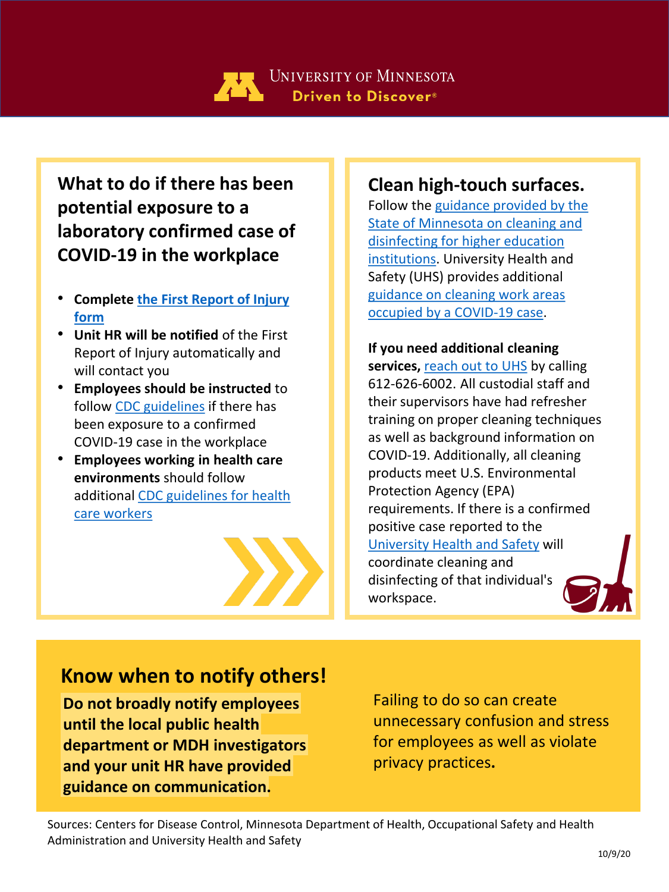University of Minnesota
Driven to Discover®

## What to do if there has been potential exposure to a laboratory confirmed case of COVID-19 in the workplace

- **Complete the First Report of Injury form**
- **Unit HR will be notified** of the First Report of Injury automatically and will contact you
- **Employees should be instructed** to follow CDC guidelines if there has been exposure to a confirmed COVID-19 case in the workplace
- **Employees working in health care environments** should follow additional CDC guidelines for health care workers

## Clean high-touch surfaces.

Follow the guidance provided by the State of Minnesota on cleaning and disinfecting for higher education institutions. University Health and Safety (UHS) provides additional guidance on cleaning work areas occupied by a COVID-19 case.

**If you need additional cleaning services,** reach out to UHS by calling 612-626-6002. All custodial staff and their supervisors have had refresher training on proper cleaning techniques as well as background information on COVID-19. Additionally, all cleaning products meet U.S. Environmental Protection Agency (EPA) requirements. If there is a confirmed positive case reported to the University Health and Safety will coordinate cleaning and disinfecting of that individual's workspace.

## Know when to notify others!

**Do not broadly notify employees until the local public health department or MDH investigators and your unit HR have provided guidance on communication.**

Failing to do so can create unnecessary confusion and stress for employees as well as violate privacy practices.

Sources: Centers for Disease Control, Minnesota Department of Health, Occupational Safety and Health Administration and University Health and Safety

10/9/20